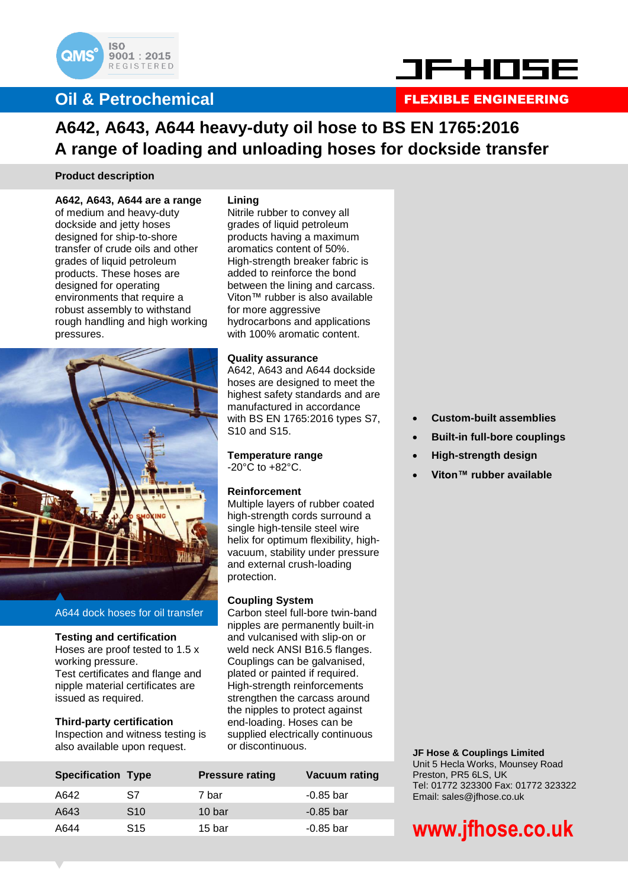Oil & Petrochemical

FLEXIBLE ENGINEERING

# A642, A643, A644 heavy-duty oil hose to BS EN 1765:2016
# A range of loading and unloading hoses for dockside transfer

## Product description

**A642, A643, A644 are a range** of medium and heavy-duty dockside and jetty hoses designed for ship-to-shore transfer of crude oils and other grades of liquid petroleum products. These hoses are designed for operating environments that require a robust assembly to withstand rough handling and high working pressures.

A644 dock hoses for oil transfer

**Testing and certification**
Hoses are proof tested to 1.5 x working pressure.
Test certificates and flange and nipple material certificates are issued as required.

**Third-party certification**
Inspection and witness testing is also available upon request.

**Lining**
Nitrile rubber to convey all grades of liquid petroleum products having a maximum aromatics content of 50%. High-strength breaker fabric is added to reinforce the bond between the lining and carcass. Viton™ rubber is also available for more aggressive hydrocarbons and applications with 100% aromatic content.

**Quality assurance**
A642, A643 and A644 dockside hoses are designed to meet the highest safety standards and are manufactured in accordance with BS EN 1765:2016 types S7, S10 and S15.

**Temperature range**
-20°C to +82°C.

**Reinforcement**
Multiple layers of rubber coated high-strength cords surround a single high-tensile steel wire helix for optimum flexibility, high-vacuum, stability under pressure and external crush-loading protection.

**Coupling System**
Carbon steel full-bore twin-band nipples are permanently built-in and vulcanised with slip-on or weld neck ANSI B16.5 flanges. Couplings can be galvanised, plated or painted if required. High-strength reinforcements strengthen the carcass around the nipples to protect against end-loading. Hoses can be supplied electrically continuous or discontinuous.

- **Custom-built assemblies**
- **Built-in full-bore couplings**
- **High-strength design**
- **Viton™ rubber available**

| Specification | Type | Pressure rating | Vacuum rating |
|---|---|---|---|
| A642 | S7 | 7 bar | -0.85 bar |
| A643 | S10 | 10 bar | -0.85 bar |
| A644 | S15 | 15 bar | -0.85 bar |

**JF Hose & Couplings Limited**
Unit 5 Hecla Works, Mounsey Road
Preston, PR5 6LS, UK
Tel: 01772 323300 Fax: 01772 323322
Email: sales@jfhose.co.uk

**www.jfhose.co.uk**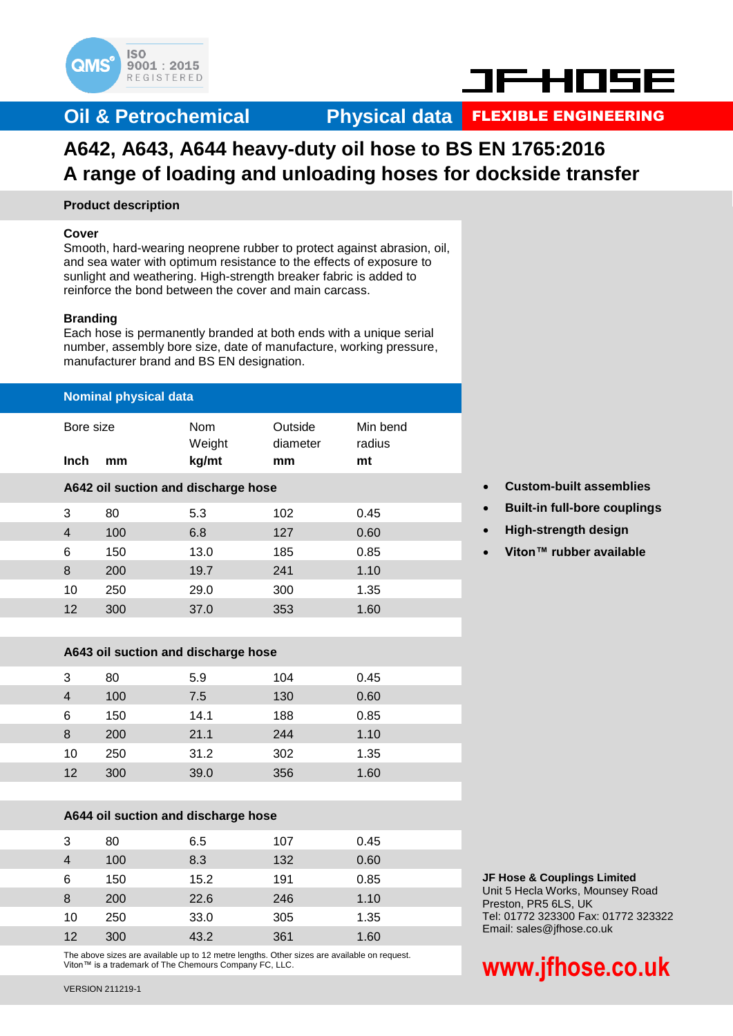ISO 9001 : 2015 REGISTERED

JF HOSE

**Oil & Petrochemical** | **Physical data** | **FLEXIBLE ENGINEERING**

# A642, A643, A644 heavy-duty oil hose to BS EN 1765:2016
# A range of loading and unloading hoses for dockside transfer

## Product description

**Cover**

Smooth, hard-wearing neoprene rubber to protect against abrasion, oil, and sea water with optimum resistance to the effects of exposure to sunlight and weathering. High-strength breaker fabric is added to reinforce the bond between the cover and main carcass.

**Branding**

Each hose is permanently branded at both ends with a unique serial number, assembly bore size, date of manufacture, working pressure, manufacturer brand and BS EN designation.

## Nominal physical data

| Bore size | | Nom Weight | Outside diameter | Min bend radius |
|---|---|---|---|---|
| **Inch** | **mm** | **kg/mt** | **mm** | **mt** |
| **A642 oil suction and discharge hose** | | | | |
| 3 | 80 | 5.3 | 102 | 0.45 |
| 4 | 100 | 6.8 | 127 | 0.60 |
| 6 | 150 | 13.0 | 185 | 0.85 |
| 8 | 200 | 19.7 | 241 | 1.10 |
| 10 | 250 | 29.0 | 300 | 1.35 |
| 12 | 300 | 37.0 | 353 | 1.60 |
| **A643 oil suction and discharge hose** | | | | |
| 3 | 80 | 5.9 | 104 | 0.45 |
| 4 | 100 | 7.5 | 130 | 0.60 |
| 6 | 150 | 14.1 | 188 | 0.85 |
| 8 | 200 | 21.1 | 244 | 1.10 |
| 10 | 250 | 31.2 | 302 | 1.35 |
| 12 | 300 | 39.0 | 356 | 1.60 |
| **A644 oil suction and discharge hose** | | | | |
| 3 | 80 | 6.5 | 107 | 0.45 |
| 4 | 100 | 8.3 | 132 | 0.60 |
| 6 | 150 | 15.2 | 191 | 0.85 |
| 8 | 200 | 22.6 | 246 | 1.10 |
| 10 | 250 | 33.0 | 305 | 1.35 |
| 12 | 300 | 43.2 | 361 | 1.60 |

The above sizes are available up to 12 metre lengths. Other sizes are available on request.
Viton™ is a trademark of The Chemours Company FC, LLC.

- **Custom-built assemblies**
- **Built-in full-bore couplings**
- **High-strength design**
- **Viton™ rubber available**

**JF Hose & Couplings Limited**
Unit 5 Hecla Works, Mounsey Road
Preston, PR5 6LS, UK
Tel: 01772 323300 Fax: 01772 323322
Email: sales@jfhose.co.uk

**www.jfhose.co.uk**

VERSION 211219-1